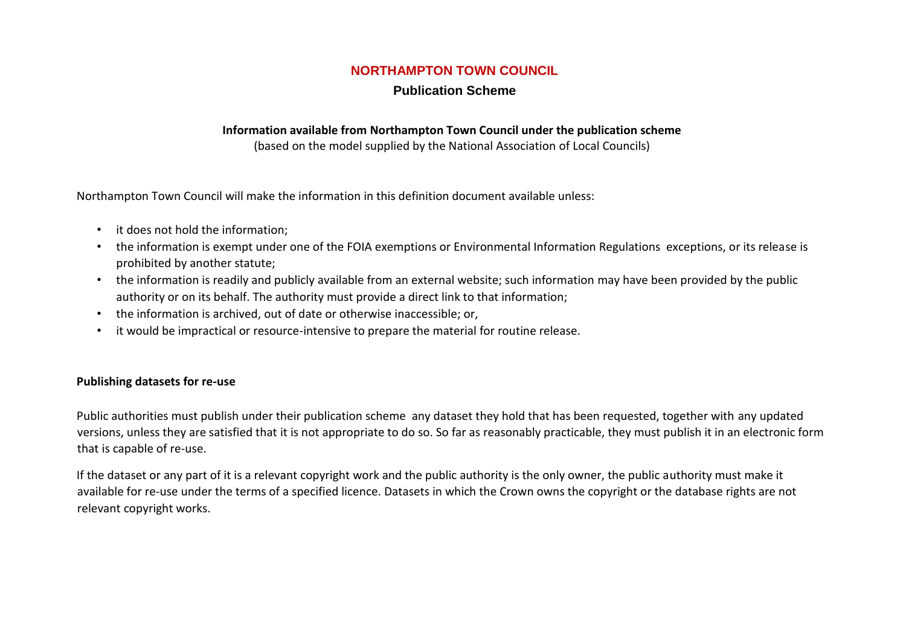# NORTHAMPTON TOWN COUNCIL

## Publication Scheme

**Information available from Northampton Town Council under the publication scheme**

(based on the model supplied by the National Association of Local Councils)

Northampton Town Council will make the information in this definition document available unless:

- it does not hold the information;
- the information is exempt under one of the FOIA exemptions or Environmental Information Regulations exceptions, or its release is prohibited by another statute;
- the information is readily and publicly available from an external website; such information may have been provided by the public authority or on its behalf. The authority must provide a direct link to that information;
- the information is archived, out of date or otherwise inaccessible; or,
- it would be impractical or resource-intensive to prepare the material for routine release.

**Publishing datasets for re-use**

Public authorities must publish under their publication scheme any dataset they hold that has been requested, together with any updated versions, unless they are satisfied that it is not appropriate to do so. So far as reasonably practicable, they must publish it in an electronic form that is capable of re-use.

If the dataset or any part of it is a relevant copyright work and the public authority is the only owner, the public authority must make it available for re-use under the terms of a specified licence. Datasets in which the Crown owns the copyright or the database rights are not relevant copyright works.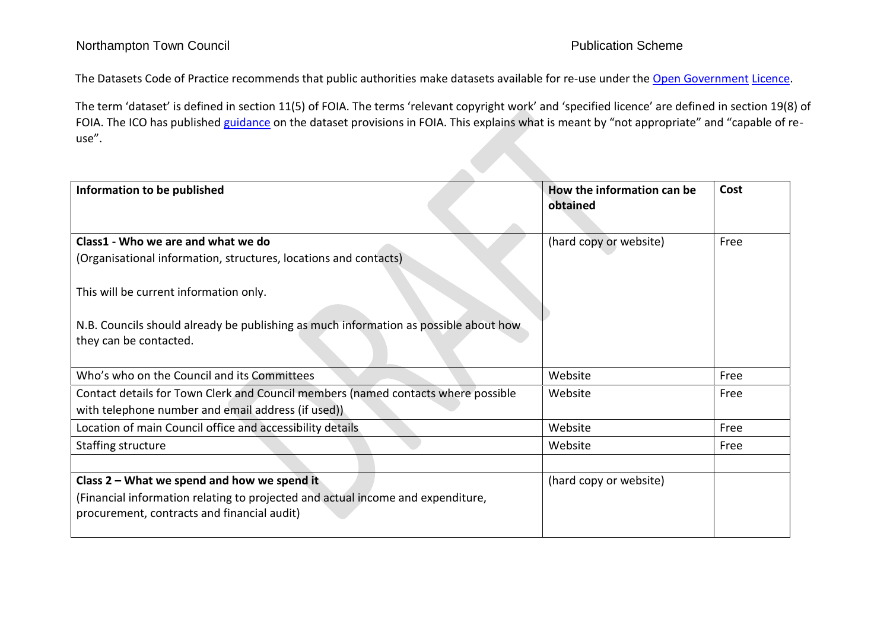The Datasets Code of Practice recommends that public authorities make datasets available for re-use under the [Open Government Licence](Open Government Licence).

The term 'dataset' is defined in section 11(5) of FOIA. The terms 'relevant copyright work' and 'specified licence' are defined in section 19(8) of FOIA. The ICO has published [guidance](guidance) on the dataset provisions in FOIA. This explains what is meant by "not appropriate" and "capable of re-use".

| **Information to be published** | **How the information can be obtained** | **Cost** |
|---|---|---|
| **Class1 - Who we are and what we do**<br>(Organisational information, structures, locations and contacts)<br><br>This will be current information only.<br><br>N.B. Councils should already be publishing as much information as possible about how they can be contacted. | (hard copy or website) | Free |
| Who's who on the Council and its Committees | Website | Free |
| Contact details for Town Clerk and Council members (named contacts where possible with telephone number and email address (if used)) | Website | Free |
| Location of main Council office and accessibility details | Website | Free |
| Staffing structure | Website | Free |
| | | |
| **Class 2 – What we spend and how we spend it**<br>(Financial information relating to projected and actual income and expenditure, procurement, contracts and financial audit) | (hard copy or website) | |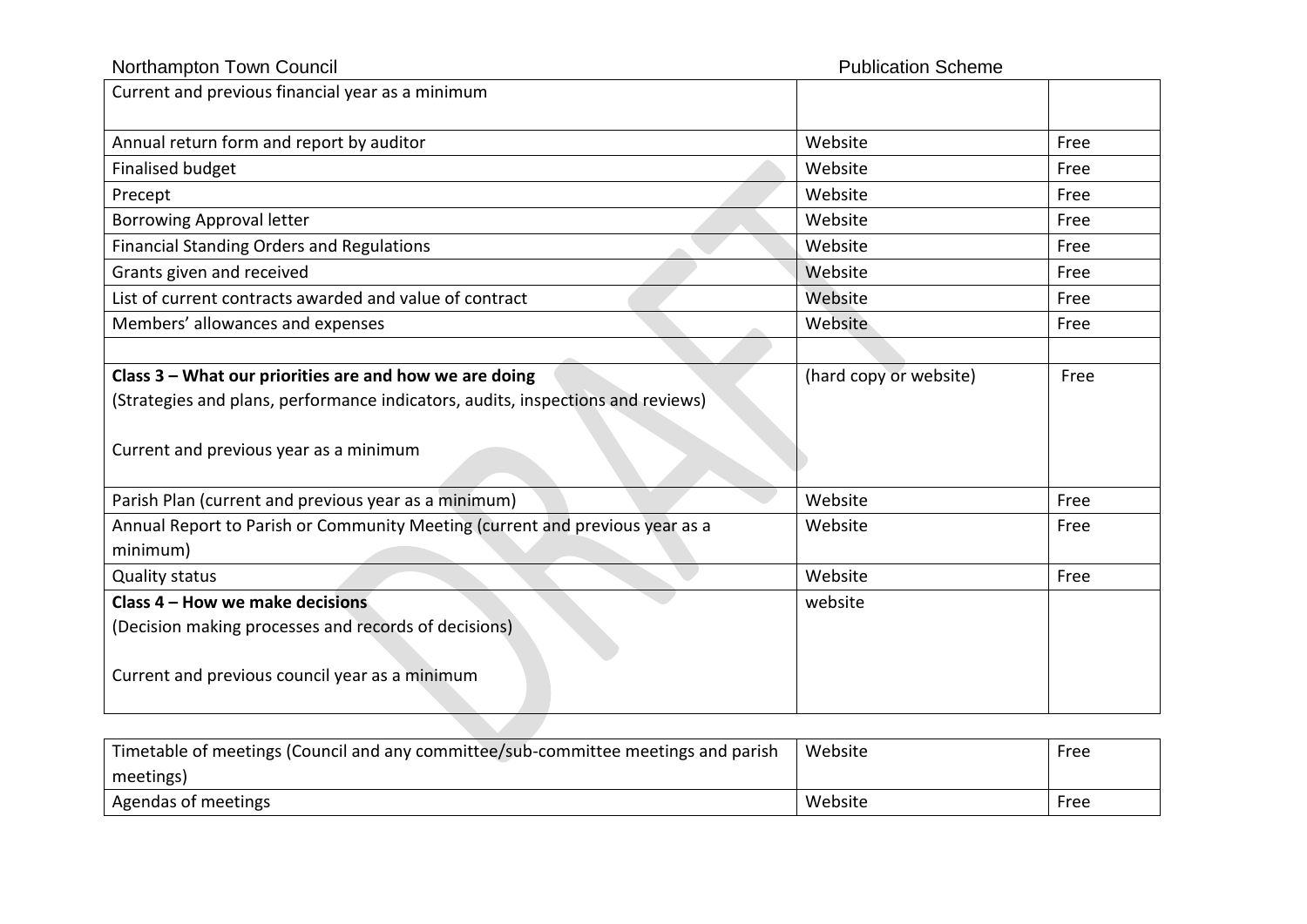| Current and previous financial year as a minimum | | |
| --- | --- | --- |
| Annual return form and report by auditor | Website | Free |
| Finalised budget | Website | Free |
| Precept | Website | Free |
| Borrowing Approval letter | Website | Free |
| Financial Standing Orders and Regulations | Website | Free |
| Grants given and received | Website | Free |
| List of current contracts awarded and value of contract | Website | Free |
| Members' allowances and expenses | Website | Free |
| | | |
| **Class 3 – What our priorities are and how we are doing**<br>(Strategies and plans, performance indicators, audits, inspections and reviews)<br><br>Current and previous year as a minimum | (hard copy or website) | Free |
| Parish Plan (current and previous year as a minimum) | Website | Free |
| Annual Report to Parish or Community Meeting (current and previous year as a minimum) | Website | Free |
| Quality status | Website | Free |
| **Class 4 – How we make decisions**<br>(Decision making processes and records of decisions)<br><br>Current and previous council year as a minimum | website | |
| Timetable of meetings (Council and any committee/sub-committee meetings and parish meetings) | Website | Free |
| Agendas of meetings | Website | Free |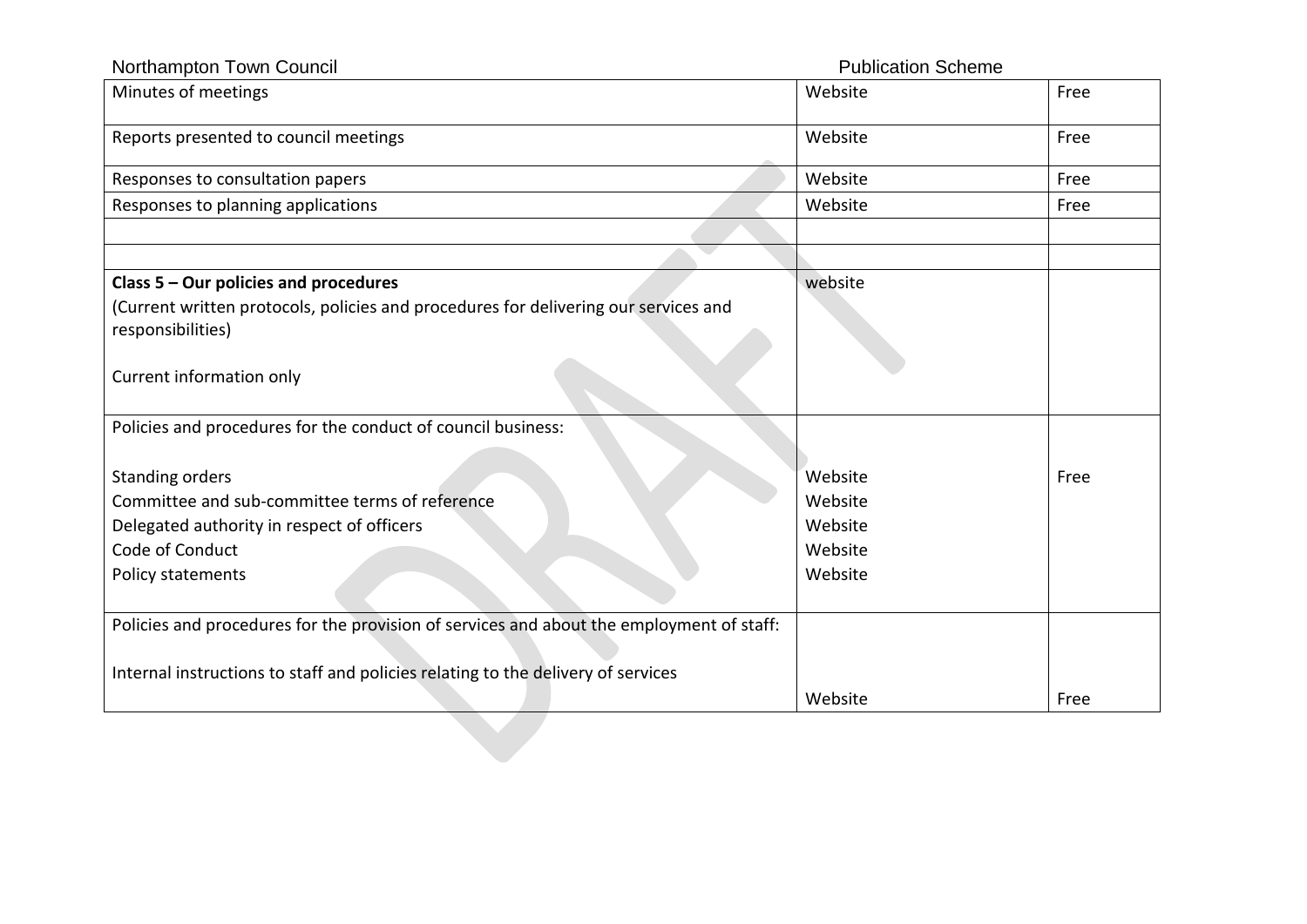| | | |
|---|---|---|
| Minutes of meetings | Website | Free |
| Reports presented to council meetings | Website | Free |
| Responses to consultation papers | Website | Free |
| Responses to planning applications | Website | Free |
| | | |
| | | |
| **Class 5 – Our policies and procedures**<br>(Current written protocols, policies and procedures for delivering our services and responsibilities)<br><br>Current information only | website | |
| Policies and procedures for the conduct of council business:<br><br>Standing orders<br>Committee and sub-committee terms of reference<br>Delegated authority in respect of officers<br>Code of Conduct<br>Policy statements | <br><br>Website<br>Website<br>Website<br>Website<br>Website | <br><br>Free |
| Policies and procedures for the provision of services and about the employment of staff:<br><br>Internal instructions to staff and policies relating to the delivery of services | <br><br><br>Website | <br><br><br>Free |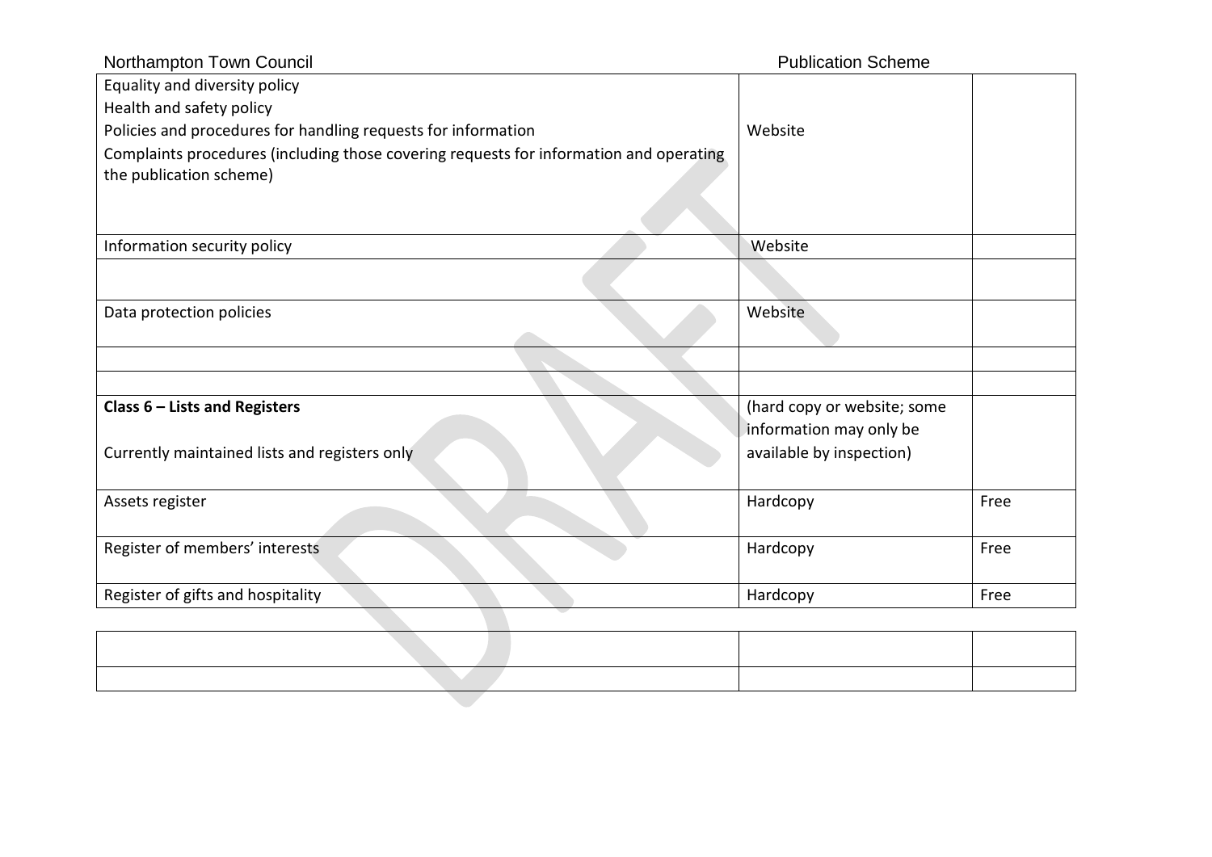| | | |
|---|---|---|
| Equality and diversity policy<br>Health and safety policy<br>Policies and procedures for handling requests for information<br>Complaints procedures (including those covering requests for information and operating the publication scheme) | Website | |
| Information security policy | Website | |
| | | |
| Data protection policies | Website | |
| | | |
| | | |
| **Class 6 – Lists and Registers**<br><br>Currently maintained lists and registers only | (hard copy or website; some information may only be available by inspection) | |
| Assets register | Hardcopy | Free |
| Register of members' interests | Hardcopy | Free |
| Register of gifts and hospitality | Hardcopy | Free |

| | | |
|---|---|---|
| | | |
| | | |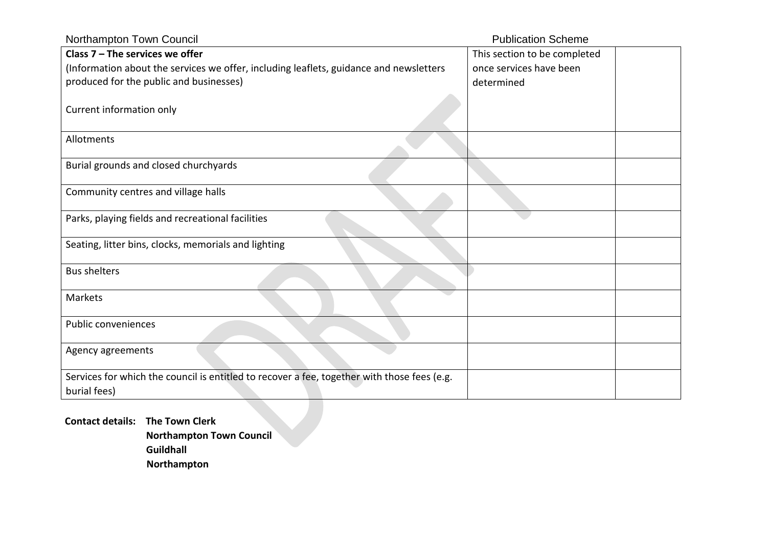| **Class 7 – The services we offer**<br>(Information about the services we offer, including leaflets, guidance and newsletters produced for the public and businesses)<br><br>Current information only | This section to be completed once services have been determined | |
|---|---|---|
| Allotments | | |
| Burial grounds and closed churchyards | | |
| Community centres and village halls | | |
| Parks, playing fields and recreational facilities | | |
| Seating, litter bins, clocks, memorials and lighting | | |
| Bus shelters | | |
| Markets | | |
| Public conveniences | | |
| Agency agreements | | |
| Services for which the council is entitled to recover a fee, together with those fees (e.g. burial fees) | | |

**Contact details:** **The Town Clerk**
**Northampton Town Council**
**Guildhall**
**Northampton**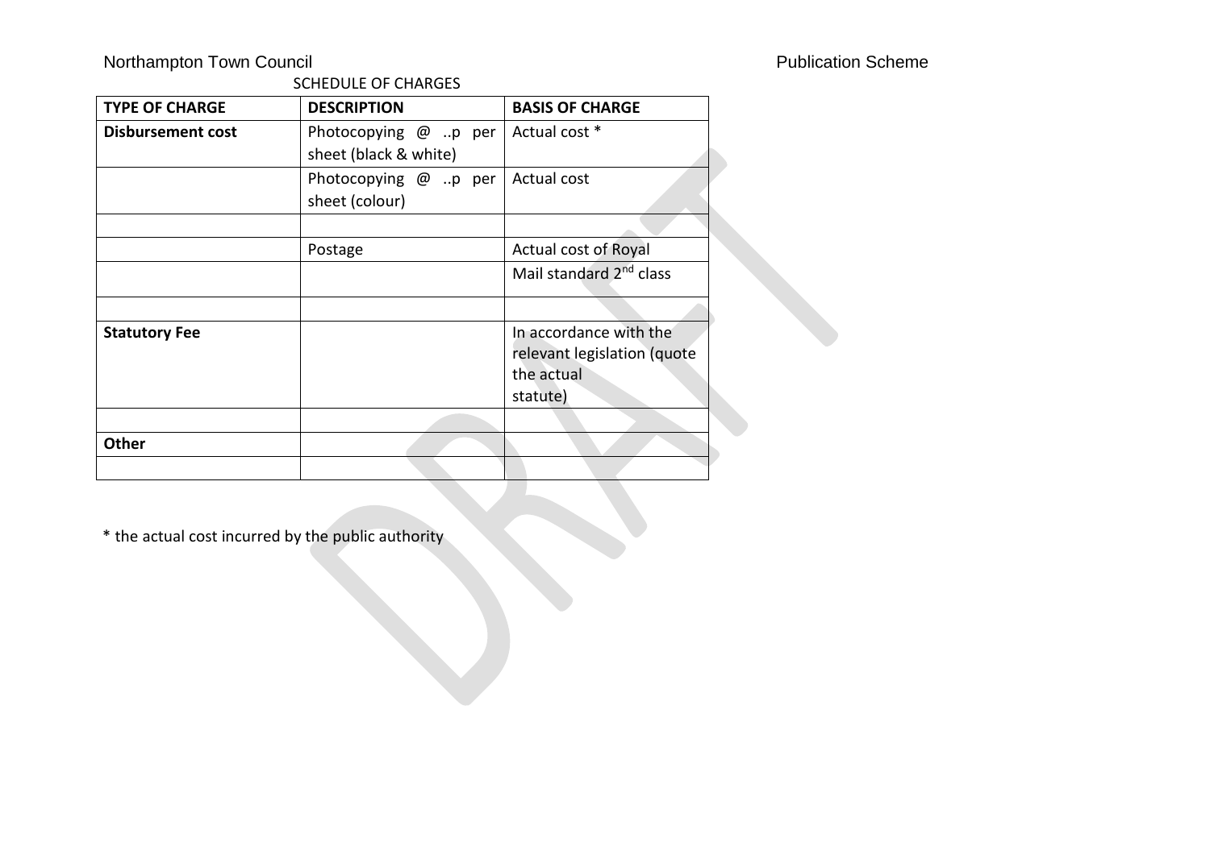Northampton Town Council

Publication Scheme

SCHEDULE OF CHARGES

| TYPE OF CHARGE | DESCRIPTION | BASIS OF CHARGE |
|---|---|---|
| **Disbursement cost** | Photocopying @ ..p per sheet (black & white) | Actual cost * |
| | Photocopying @ ..p per sheet (colour) | Actual cost |
| | | |
| | Postage | Actual cost of Royal |
| | | Mail standard 2nd class |
| | | |
| **Statutory Fee** | | In accordance with the relevant legislation (quote the actual statute) |
| | | |
| **Other** | | |
| | | |

* the actual cost incurred by the public authority